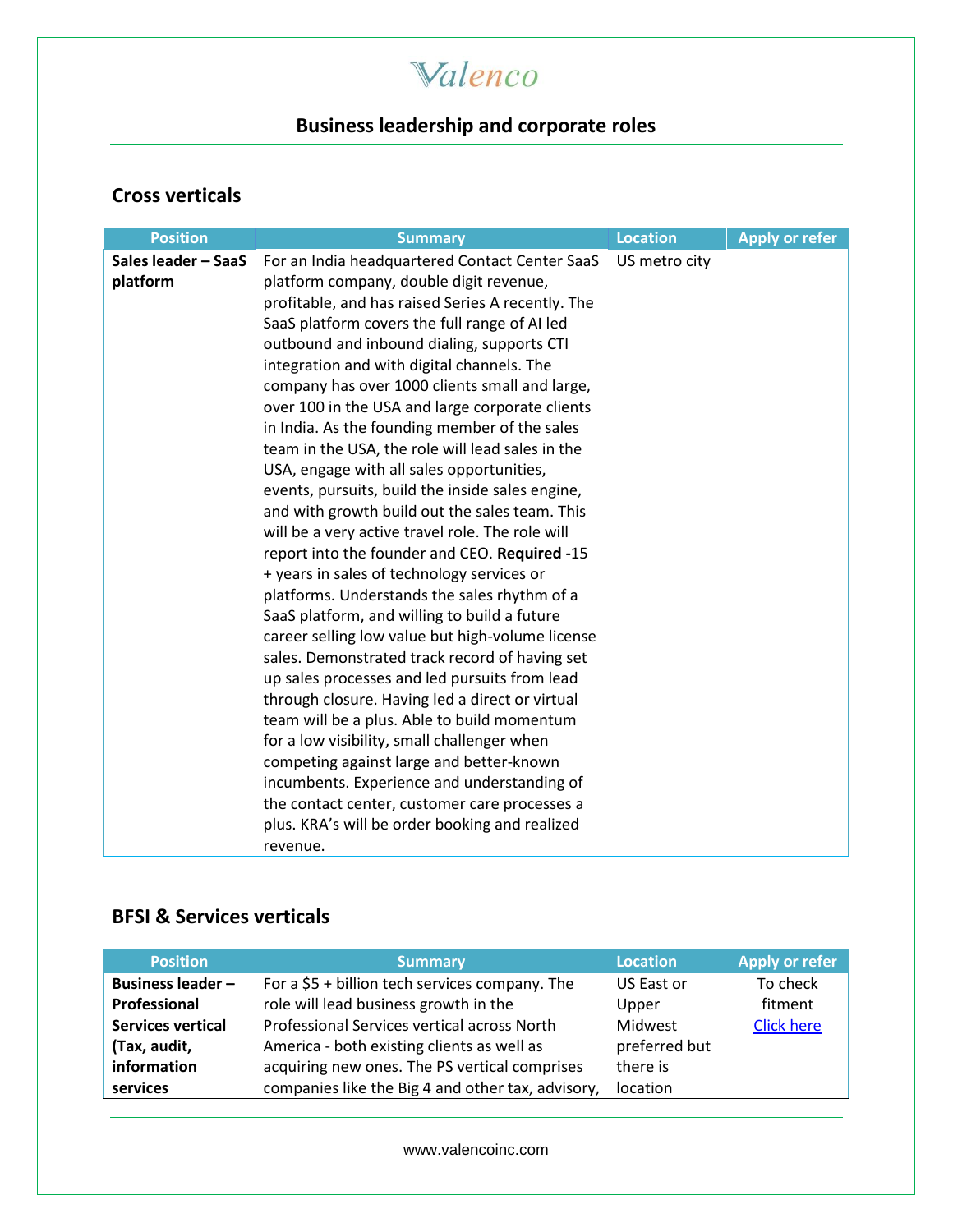# Valenco

## Business leadership and corporate roles

### Cross verticals

| Position | Summary | Location | Apply or refer |
| --- | --- | --- | --- |
| **Sales leader – SaaS platform** | For an India headquartered Contact Center SaaS platform company, double digit revenue, profitable, and has raised Series A recently. The SaaS platform covers the full range of AI led outbound and inbound dialing, supports CTI integration and with digital channels. The company has over 1000 clients small and large, over 100 in the USA and large corporate clients in India. As the founding member of the sales team in the USA, the role will lead sales in the USA, engage with all sales opportunities, events, pursuits, build the inside sales engine, and with growth build out the sales team. This will be a very active travel role. The role will report into the founder and CEO. **Required -**15 + years in sales of technology services or platforms. Understands the sales rhythm of a SaaS platform, and willing to build a future career selling low value but high-volume license sales. Demonstrated track record of having set up sales processes and led pursuits from lead through closure. Having led a direct or virtual team will be a plus. Able to build momentum for a low visibility, small challenger when competing against large and better-known incumbents. Experience and understanding of the contact center, customer care processes a plus. KRA's will be order booking and realized revenue. | US metro city | |

### BFSI & Services verticals

| Position | Summary | Location | Apply or refer |
| --- | --- | --- | --- |
| **Business leader – Professional Services vertical (Tax, audit, information services** | For a $5 + billion tech services company. The role will lead business growth in the Professional Services vertical across North America - both existing clients as well as acquiring new ones. The PS vertical comprises companies like the Big 4 and other tax, advisory, | US East or Upper Midwest preferred but there is location | To check fitment [Click here]() |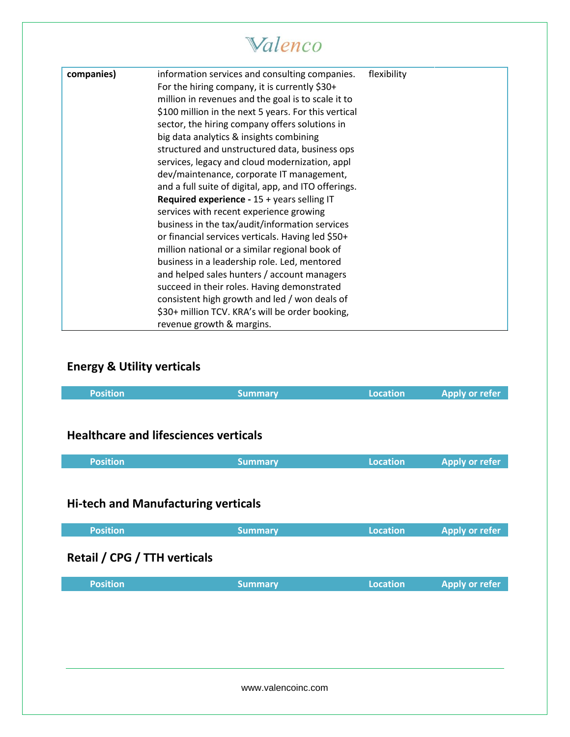| | | | |
|---|---|---|---|
| **companies)** | information services and consulting companies. For the hiring company, it is currently $30+ million in revenues and the goal is to scale it to $100 million in the next 5 years. For this vertical sector, the hiring company offers solutions in big data analytics & insights combining structured and unstructured data, business ops services, legacy and cloud modernization, appl dev/maintenance, corporate IT management, and a full suite of digital, app, and ITO offerings. **Required experience -** 15 + years selling IT services with recent experience growing business in the tax/audit/information services or financial services verticals. Having led $50+ million national or a similar regional book of business in a leadership role. Led, mentored and helped sales hunters / account managers succeed in their roles. Having demonstrated consistent high growth and led / won deals of $30+ million TCV. KRA's will be order booking, revenue growth & margins. | flexibility | |

## Energy & Utility verticals

| Position | Summary | Location | Apply or refer |
|---|---|---|---|

## Healthcare and lifesciences verticals

| Position | Summary | Location | Apply or refer |
|---|---|---|---|

## Hi-tech and Manufacturing verticals

| Position | Summary | Location | Apply or refer |
|---|---|---|---|

## Retail / CPG / TTH verticals

| Position | Summary | Location | Apply or refer |
|---|---|---|---|